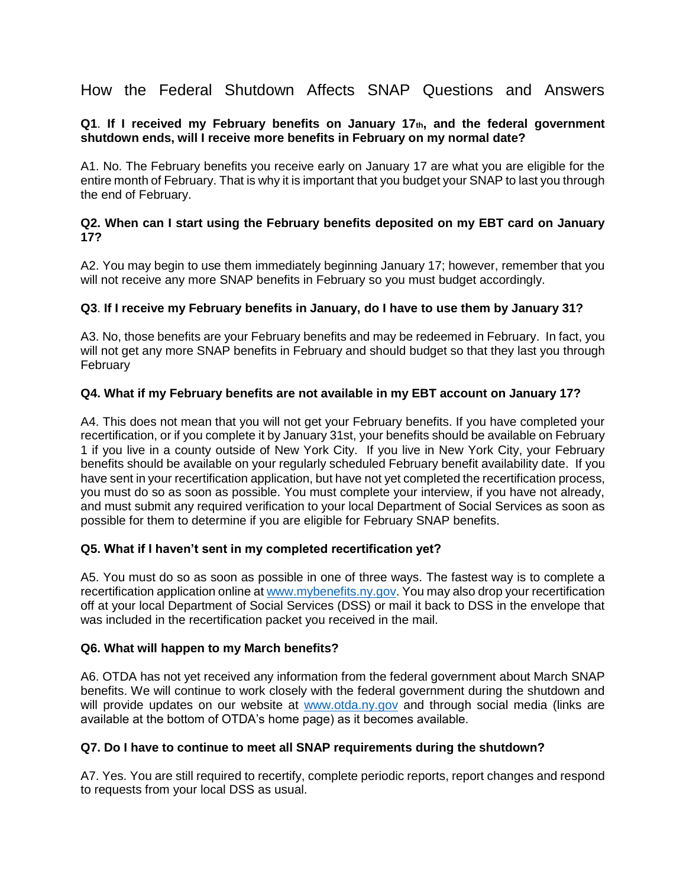# How the Federal Shutdown Affects SNAP Questions and Answers

**Q1. If I received my February benefits on January 17th, and the federal government shutdown ends, will I receive more benefits in February on my normal date?**

A1. No. The February benefits you receive early on January 17 are what you are eligible for the entire month of February. That is why it is important that you budget your SNAP to last you through the end of February.

**Q2. When can I start using the February benefits deposited on my EBT card on January 17?**

A2. You may begin to use them immediately beginning January 17; however, remember that you will not receive any more SNAP benefits in February so you must budget accordingly.

**Q3. If I receive my February benefits in January, do I have to use them by January 31?**

A3. No, those benefits are your February benefits and may be redeemed in February. In fact, you will not get any more SNAP benefits in February and should budget so that they last you through February

**Q4. What if my February benefits are not available in my EBT account on January 17?**

A4. This does not mean that you will not get your February benefits. If you have completed your recertification, or if you complete it by January 31st, your benefits should be available on February 1 if you live in a county outside of New York City. If you live in New York City, your February benefits should be available on your regularly scheduled February benefit availability date. If you have sent in your recertification application, but have not yet completed the recertification process, you must do so as soon as possible. You must complete your interview, if you have not already, and must submit any required verification to your local Department of Social Services as soon as possible for them to determine if you are eligible for February SNAP benefits.

**Q5. What if I haven't sent in my completed recertification yet?**

A5. You must do so as soon as possible in one of three ways. The fastest way is to complete a recertification application online at www.mybenefits.ny.gov. You may also drop your recertification off at your local Department of Social Services (DSS) or mail it back to DSS in the envelope that was included in the recertification packet you received in the mail.

**Q6. What will happen to my March benefits?**

A6. OTDA has not yet received any information from the federal government about March SNAP benefits. We will continue to work closely with the federal government during the shutdown and will provide updates on our website at www.otda.ny.gov and through social media (links are available at the bottom of OTDA's home page) as it becomes available.

**Q7. Do I have to continue to meet all SNAP requirements during the shutdown?**

A7. Yes. You are still required to recertify, complete periodic reports, report changes and respond to requests from your local DSS as usual.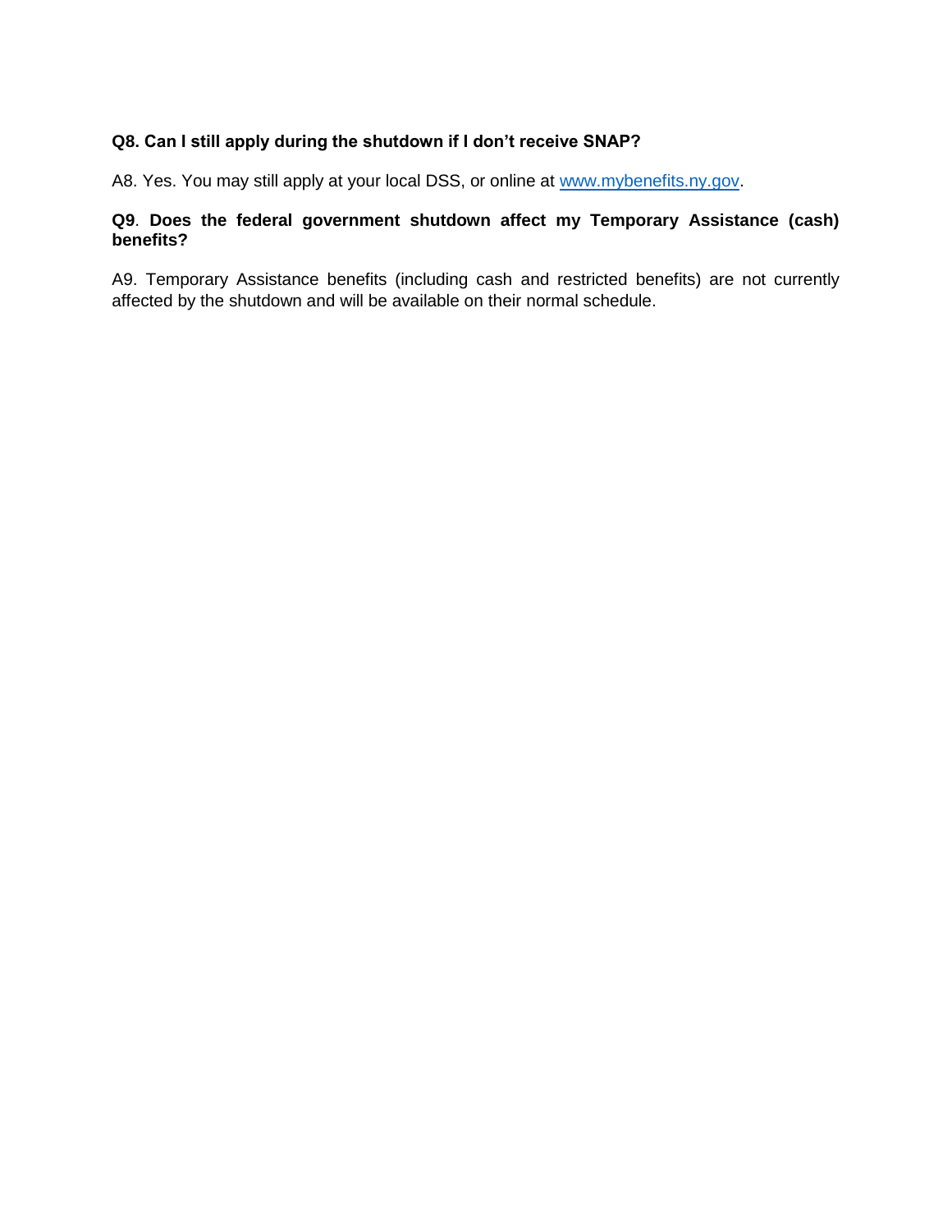**Q8. Can I still apply during the shutdown if I don't receive SNAP?**

A8. Yes. You may still apply at your local DSS, or online at [www.mybenefits.ny.gov](http://www.mybenefits.ny.gov).

**Q9. Does the federal government shutdown affect my Temporary Assistance (cash) benefits?**

A9. Temporary Assistance benefits (including cash and restricted benefits) are not currently affected by the shutdown and will be available on their normal schedule.